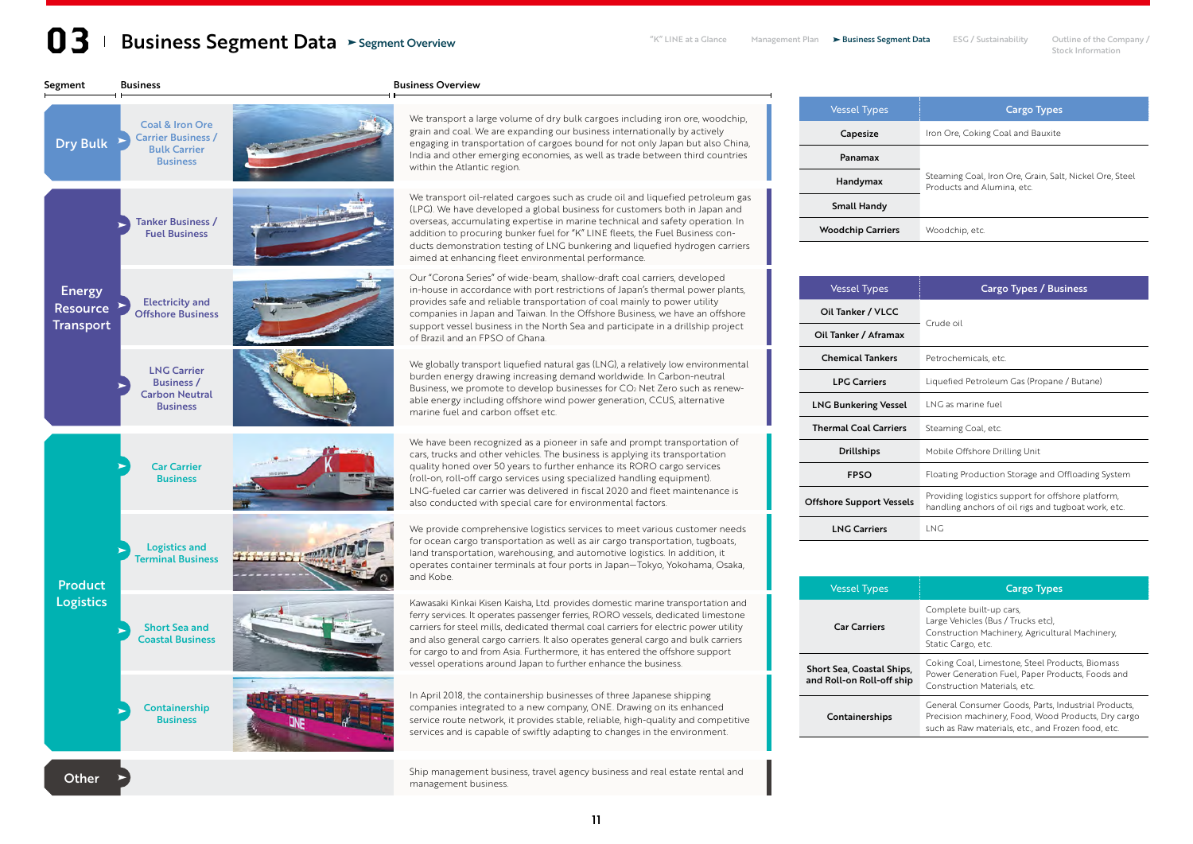# 03 Business Segment Data ➤ Segment Overview

| Segment | Business | Business Overview |
|---|---|---|
| Dry Bulk | Coal & Iron Ore Carrier Business / Bulk Carrier Business | We transport a large volume of dry bulk cargoes including iron ore, woodchip, grain and coal. We are expanding our business internationally by actively engaging in transportation of cargoes bound for not only Japan but also China, India and other emerging economies, as well as trade between third countries within the Atlantic region. |
| Energy Resource Transport | Tanker Business / Fuel Business | We transport oil-related cargoes such as crude oil and liquefied petroleum gas (LPG). We have developed a global business for customers both in Japan and overseas, accumulating expertise in marine technical and safety operation. In addition to procuring bunker fuel for "K" LINE fleets, the Fuel Business conducts demonstration testing of LNG bunkering and liquefied hydrogen carriers aimed at enhancing fleet environmental performance. |
| | Electricity and Offshore Business | Our "Corona Series" of wide-beam, shallow-draft coal carriers, developed in-house in accordance with port restrictions of Japan's thermal power plants, provides safe and reliable transportation of coal mainly to power utility companies in Japan and Taiwan. In the Offshore Business, we have an offshore support vessel business in the North Sea and participate in a drillship project of Brazil and an FPSO of Ghana. |
| | LNG Carrier Business / Carbon Neutral Business | We globally transport liquefied natural gas (LNG), a relatively low environmental burden energy drawing increasing demand worldwide. In Carbon-neutral Business, we promote to develop businesses for $CO_2$ Net Zero such as renewable energy including offshore wind power generation, CCUS, alternative marine fuel and carbon offset etc. |
| Product Logistics | Car Carrier Business | We have been recognized as a pioneer in safe and prompt transportation of cars, trucks and other vehicles. The business is applying its transportation quality honed over 50 years to further enhance its RORO cargo services (roll-on, roll-off cargo services using specialized handling equipment). LNG-fueled car carrier was delivered in fiscal 2020 and fleet maintenance is also conducted with special care for environmental factors. |
| | Logistics and Terminal Business | We provide comprehensive logistics services to meet various customer needs for ocean cargo transportation as well as air cargo transportation, tugboats, land transportation, warehousing, and automotive logistics. In addition, it operates container terminals at four ports in Japan—Tokyo, Yokohama, Osaka, and Kobe. |
| | Short Sea and Coastal Business | Kawasaki Kinkai Kisen Kaisha, Ltd. provides domestic marine transportation and ferry services. It operates passenger ferries, RORO vessels, dedicated limestone carriers for steel mills, dedicated thermal coal carriers for electric power utility and also general cargo carriers. It also operates general cargo and bulk carriers for cargo to and from Asia. Furthermore, it has entered the offshore support vessel operations around Japan to further enhance the business. |
| | Containership Business | In April 2018, the containership businesses of three Japanese shipping companies integrated to a new company, ONE. Drawing on its enhanced service route network, it provides stable, reliable, high-quality and competitive services and is capable of swiftly adapting to changes in the environment. |
| Other | | Ship management business, travel agency business and real estate rental and management business. |

| Vessel Types | Cargo Types |
|---|---|
| Capesize | Iron Ore, Coking Coal and Bauxite |
| Panamax | Steaming Coal, Iron Ore, Grain, Salt, Nickel Ore, Steel Products and Alumina, etc. |
| Handymax | |
| Small Handy | |
| Woodchip Carriers | Woodchip, etc. |

| Vessel Types | Cargo Types / Business |
|---|---|
| Oil Tanker / VLCC | Crude oil |
| Oil Tanker / Aframax | |
| Chemical Tankers | Petrochemicals, etc. |
| LPG Carriers | Liquefied Petroleum Gas (Propane / Butane) |
| LNG Bunkering Vessel | LNG as marine fuel |
| Thermal Coal Carriers | Steaming Coal, etc. |
| Drillships | Mobile Offshore Drilling Unit |
| FPSO | Floating Production Storage and Offloading System |
| Offshore Support Vessels | Providing logistics support for offshore platform, handling anchors of oil rigs and tugboat work, etc. |
| LNG Carriers | LNG |

| Vessel Types | Cargo Types |
|---|---|
| Car Carriers | Complete built-up cars, Large Vehicles (Bus / Trucks etc), Construction Machinery, Agricultural Machinery, Static Cargo, etc. |
| Short Sea, Coastal Ships, and Roll-on Roll-off ship | Coking Coal, Limestone, Steel Products, Biomass Power Generation Fuel, Paper Products, Foods and Construction Materials, etc. |
| Containerships | General Consumer Goods, Parts, Industrial Products, Precision machinery, Food, Wood Products, Dry cargo such as Raw materials, etc., and Frozen food, etc. |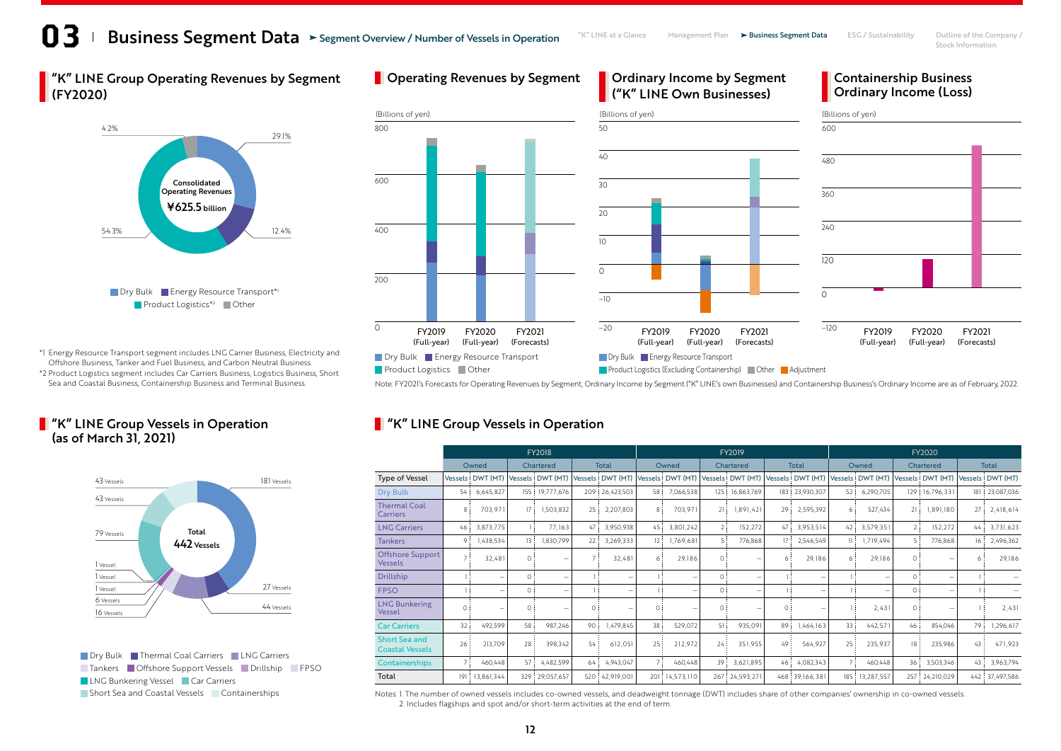# 03 Business Segment Data

➤ Segment Overview / Number of Vessels in Operation

## "K" LINE Group Operating Revenues by Segment (FY2020)

Consolidated Operating Revenues ¥625.5 billion

4.2% | 29.1% | 12.4% | 54.3%

Dry Bulk | Energy Resource Transport*1 | Product Logistics*2 | Other

*1 Energy Resource Transport segment includes LNG Carrier Business, Electricity and Offshore Business, Tanker and Fuel Business, and Carbon Neutral Business.

*2 Product Logistics segment includes Car Carriers Business, Logistics Business, Short Sea and Coastal Business, Containership Business and Terminal Business.

## Operating Revenues by Segment

(Billions of yen)

FY2019 (Full-year) | FY2020 (Full-year) | FY2021 (Forecasts)

Dry Bulk | Energy Resource Transport | Product Logistics | Other

## Ordinary Income by Segment ("K" LINE Own Businesses)

(Billions of yen)

FY2019 (Full-year) | FY2020 (Full-year) | FY2021 (Forecasts)

Dry Bulk | Energy Resource Transport | Product Logistics (Excluding Containership) | Other | Adjustment

## Containership Business Ordinary Income (Loss)

(Billions of yen)

FY2019 (Full-year) | FY2020 (Full-year) | FY2021 (Forecasts)

Note: FY2021's Forecasts for Operating Revenues by Segment, Ordinary Income by Segment ("K" LINE's own Businesses) and Containership Business's Ordinary Income are as of February, 2022.

## "K" LINE Group Vessels in Operation (as of March 31, 2021)

Total 442 Vessels

181 Vessels | 27 Vessels | 44 Vessels | 16 Vessels | 6 Vessels | 1 Vessel | 1 Vessel | 1 Vessel | 79 Vessels | 43 Vessels | 43 Vessels

Dry Bulk | Thermal Coal Carriers | LNG Carriers | Tankers | Offshore Support Vessels | Drillship | FPSO | LNG Bunkering Vessel | Car Carriers | Short Sea and Coastal Vessels | Containerships

## "K" LINE Group Vessels in Operation

| | FY2018 | | | | | | FY2019 | | | | | | FY2020 | | | | | |
|---|---|---|---|---|---|---|---|---|---|---|---|---|---|---|---|---|---|---|
| | Owned | | Chartered | | Total | | Owned | | Chartered | | Total | | Owned | | Chartered | | Total | |
| Type of Vessel | Vessels | DWT (MT) | Vessels | DWT (MT) | Vessels | DWT (MT) | Vessels | DWT (MT) | Vessels | DWT (MT) | Vessels | DWT (MT) | Vessels | DWT (MT) | Vessels | DWT (MT) | Vessels | DWT (MT) |
| Dry Bulk | 54 | 6,645,827 | 155 | 19,777,676 | 209 | 26,423,503 | 58 | 7,066,538 | 125 | 16,863,769 | 183 | 23,930,307 | 52 | 6,290,705 | 129 | 16,796,331 | 181 | 23,087,036 |
| Thermal Coal Carriers | 8 | 703,971 | 17 | 1,503,832 | 25 | 2,207,803 | 8 | 703,971 | 21 | 1,891,421 | 29 | 2,595,392 | 6 | 527,434 | 21 | 1,891,180 | 27 | 2,418,614 |
| LNG Carriers | 46 | 3,873,775 | 1 | 77,163 | 47 | 3,950,938 | 45 | 3,801,242 | 2 | 152,272 | 47 | 3,953,514 | 42 | 3,579,351 | 2 | 152,272 | 44 | 3,731,623 |
| Tankers | 9 | 1,438,534 | 13 | 1,830,799 | 22 | 3,269,333 | 12 | 1,769,681 | 5 | 776,868 | 17 | 2,546,549 | 11 | 1,719,494 | 5 | 776,868 | 16 | 2,496,362 |
| Offshore Support Vessels | 7 | 32,481 | 0 | – | 7 | 32,481 | 6 | 29,186 | 0 | – | 6 | 29,186 | 6 | 29,186 | 0 | – | 6 | 29,186 |
| Drillship | 1 | – | 0 | – | 1 | – | 1 | – | 0 | – | 1 | – | 1 | – | 0 | – | 1 | – |
| FPSO | 1 | – | 0 | – | 1 | – | 1 | – | 0 | – | 1 | – | 1 | – | 0 | – | 1 | – |
| LNG Bunkering Vessel | 0 | – | 0 | – | 0 | – | 0 | – | 0 | – | 0 | – | 1 | 2,431 | 0 | – | 1 | 2,431 |
| Car Carriers | 32 | 492,599 | 58 | 987,246 | 90 | 1,479,845 | 38 | 529,072 | 51 | 935,091 | 89 | 1,464,163 | 33 | 442,571 | 46 | 854,046 | 79 | 1,296,617 |
| Short Sea and Coastal Vessels | 26 | 213,709 | 28 | 398,342 | 54 | 612,051 | 25 | 212,972 | 24 | 351,955 | 49 | 564,927 | 25 | 235,937 | 18 | 235,986 | 43 | 471,923 |
| Containerships | 7 | 460,448 | 57 | 4,482,599 | 64 | 4,943,047 | 7 | 460,448 | 39 | 3,621,895 | 46 | 4,082,343 | 7 | 460,448 | 36 | 3,503,346 | 43 | 3,963,794 |
| Total | 191 | 13,861,344 | 329 | 29,057,657 | 520 | 42,919,001 | 201 | 14,573,110 | 267 | 24,593,271 | 468 | 39,166,381 | 185 | 13,287,557 | 257 | 24,210,029 | 442 | 37,497,586 |

Notes: 1. The number of owned vessels includes co-owned vessels, and deadweight tonnage (DWT) includes share of other companies' ownership in co-owned vessels.
2. Includes flagships and spot and/or short-term activities at the end of term.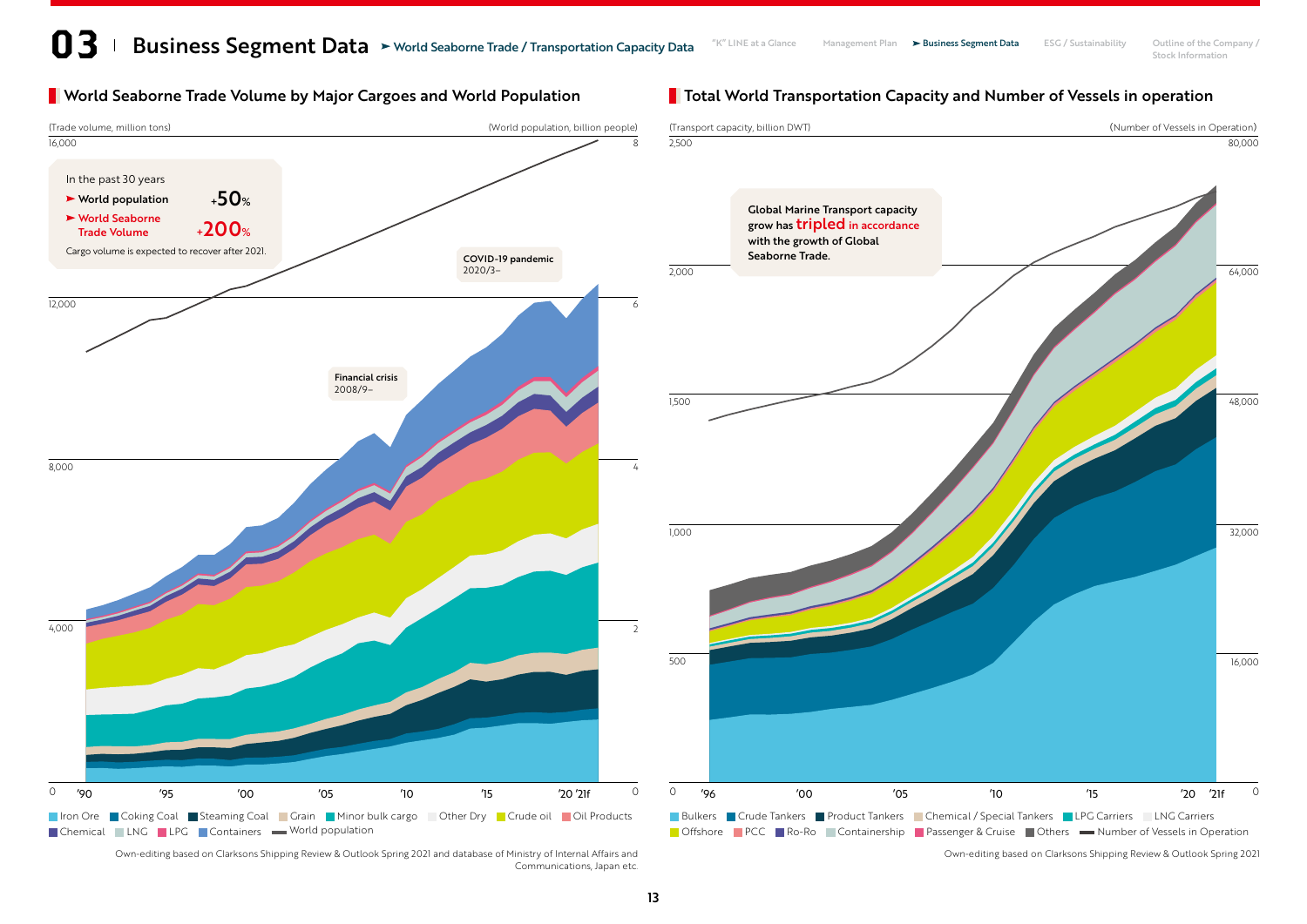# 03 | Business Segment Data ➤ World Seaborne Trade / Transportation Capacity Data

"K" LINE at a Glance | Management Plan | ➤ Business Segment Data | ESG / Sustainability | Outline of the Company / Stock Information

## World Seaborne Trade Volume by Major Cargoes and World Population

(Trade volume, million tons)
(World population, billion people)

16,000
12,000
8,000
4,000
0

8
6
4
2
0

'90 '95 '00 '05 '10 '15 '20 '21f

In the past 30 years
➤ World population +50%
➤ World Seaborne Trade Volume +200%
Cargo volume is expected to recover after 2021.

Financial crisis
2008/9–

COVID-19 pandemic
2020/3–

Iron Ore, Coking Coal, Steaming Coal, Grain, Minor bulk cargo, Other Dry, Crude oil, Oil Products, Chemical, LNG, LPG, Containers, World population

Own-editing based on Clarksons Shipping Review & Outlook Spring 2021 and database of Ministry of Internal Affairs and Communications, Japan etc.

## Total World Transportation Capacity and Number of Vessels in operation

(Transport capacity, billion DWT)
(Number of Vessels in Operation)

2,500
2,000
1,500
1,000
500
0

80,000
64,000
48,000
32,000
16,000
0

'96 '00 '05 '10 '15 '20 '21f

Global Marine Transport capacity grow has **tripled** in accordance with the growth of Global Seaborne Trade.

Bulkers, Crude Tankers, Product Tankers, Chemical / Special Tankers, LPG Carriers, LNG Carriers, Offshore, PCC, Ro-Ro, Containership, Passenger & Cruise, Others, Number of Vessels in Operation

Own-editing based on Clarksons Shipping Review & Outlook Spring 2021